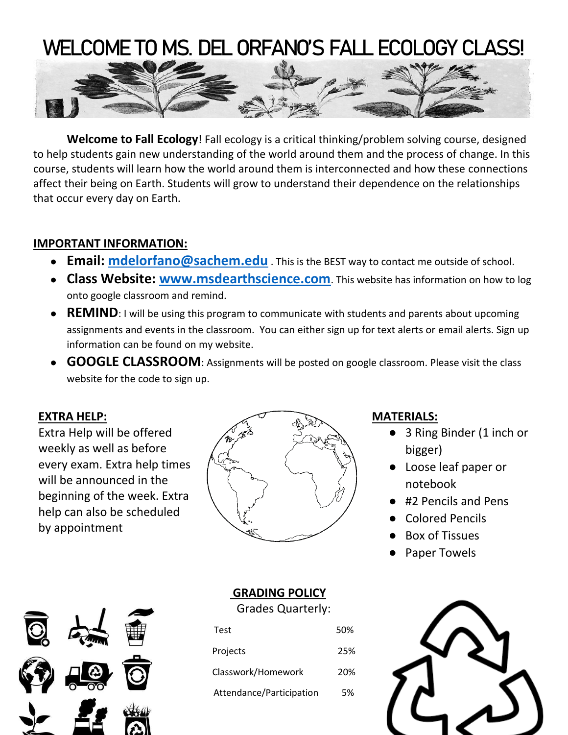# WELCOME TO MS. DEL ORFANO'S FALL ECOLOGY CLASS!

**Welcome to Fall Ecology**! Fall ecology is a critical thinking/problem solving course, designed to help students gain new understanding of the world around them and the process of change. In this course, students will learn how the world around them is interconnected and how these connections affect their being on Earth. Students will grow to understand their dependence on the relationships that occur every day on Earth.

## IMPORTANT INFORMATION:

- **Email: mdelorfano@sachem.edu** . This is the BEST way to contact me outside of school.
- **Class Website: www.msdearthscience.com**. This website has information on how to log onto google classroom and remind.
- **REMIND**: I will be using this program to communicate with students and parents about upcoming assignments and events in the classroom. You can either sign up for text alerts or email alerts. Sign up information can be found on my website.
- **GOOGLE CLASSROOM**: Assignments will be posted on google classroom. Please visit the class website for the code to sign up.

## EXTRA HELP:

Extra Help will be offered weekly as well as before every exam. Extra help times will be announced in the beginning of the week. Extra help can also be scheduled by appointment

## MATERIALS:

- 3 Ring Binder (1 inch or bigger)
- Loose leaf paper or notebook
- #2 Pencils and Pens
- Colored Pencils
- Box of Tissues
- Paper Towels

## GRADING POLICY

Grades Quarterly:

| Category | Weight |
| --- | --- |
| Test | 50% |
| Projects | 25% |
| Classwork/Homework | 20% |
| Attendance/Participation | 5% |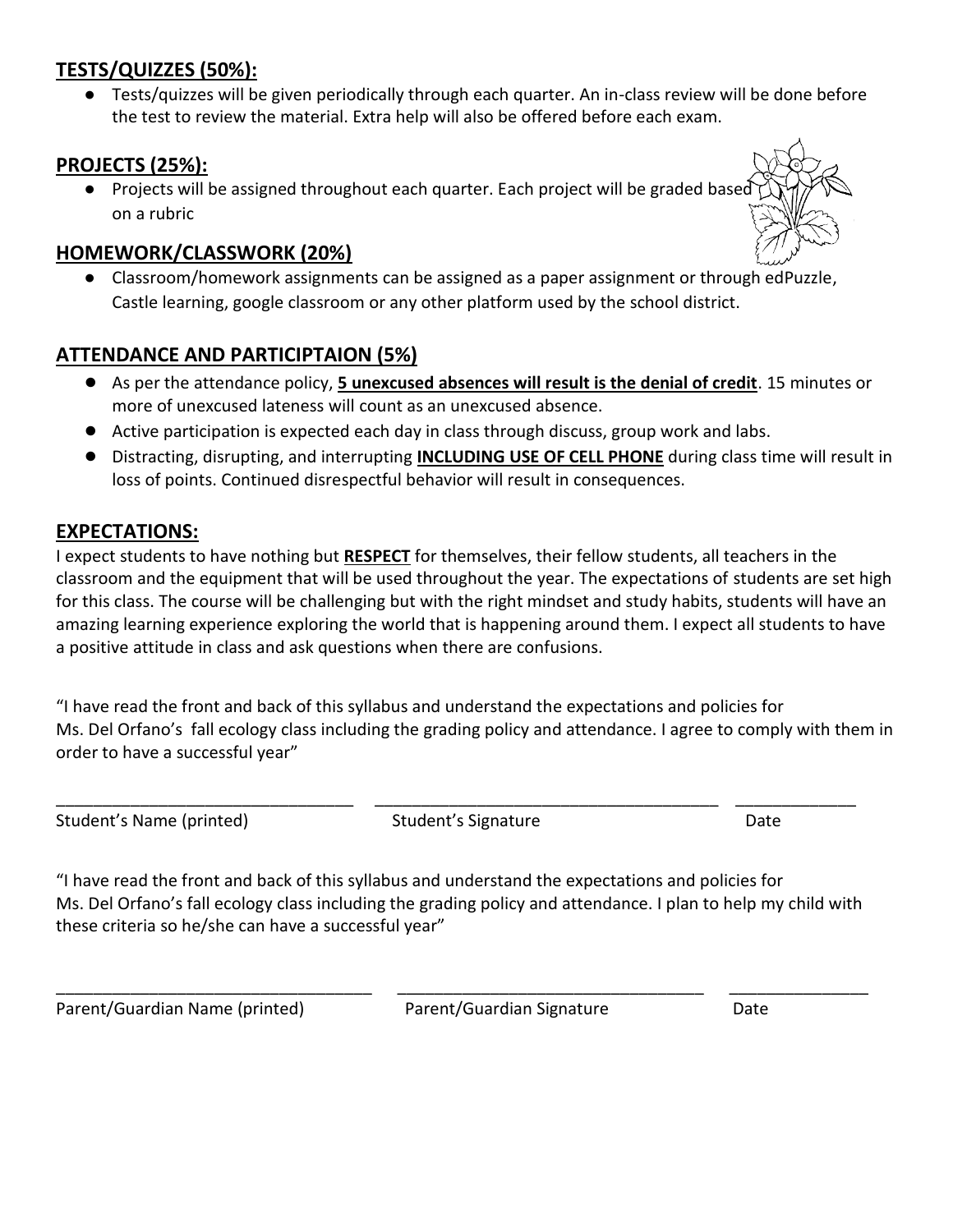## **TESTS/QUIZZES (50%):**

- Tests/quizzes will be given periodically through each quarter. An in-class review will be done before the test to review the material. Extra help will also be offered before each exam.

## **PROJECTS (25%):**

- Projects will be assigned throughout each quarter. Each project will be graded based on a rubric

## **HOMEWORK/CLASSWORK (20%)**

- Classroom/homework assignments can be assigned as a paper assignment or through edPuzzle, Castle learning, google classroom or any other platform used by the school district.

## **ATTENDANCE AND PARTICIPTAION (5%)**

- As per the attendance policy, **5 unexcused absences will result is the denial of credit**. 15 minutes or more of unexcused lateness will count as an unexcused absence.
- Active participation is expected each day in class through discuss, group work and labs.
- Distracting, disrupting, and interrupting **INCLUDING USE OF CELL PHONE** during class time will result in loss of points. Continued disrespectful behavior will result in consequences.

## **EXPECTATIONS:**

I expect students to have nothing but **RESPECT** for themselves, their fellow students, all teachers in the classroom and the equipment that will be used throughout the year. The expectations of students are set high for this class. The course will be challenging but with the right mindset and study habits, students will have an amazing learning experience exploring the world that is happening around them. I expect all students to have a positive attitude in class and ask questions when there are confusions.

"I have read the front and back of this syllabus and understand the expectations and policies for Ms. Del Orfano's fall ecology class including the grading policy and attendance. I agree to comply with them in order to have a successful year"

_________________________________ _______________________________________ _____________

Student's Name (printed) Student's Signature Date

"I have read the front and back of this syllabus and understand the expectations and policies for Ms. Del Orfano's fall ecology class including the grading policy and attendance. I plan to help my child with these criteria so he/she can have a successful year"

___________________________________ __________________________________ _______________

Parent/Guardian Name (printed) Parent/Guardian Signature Date